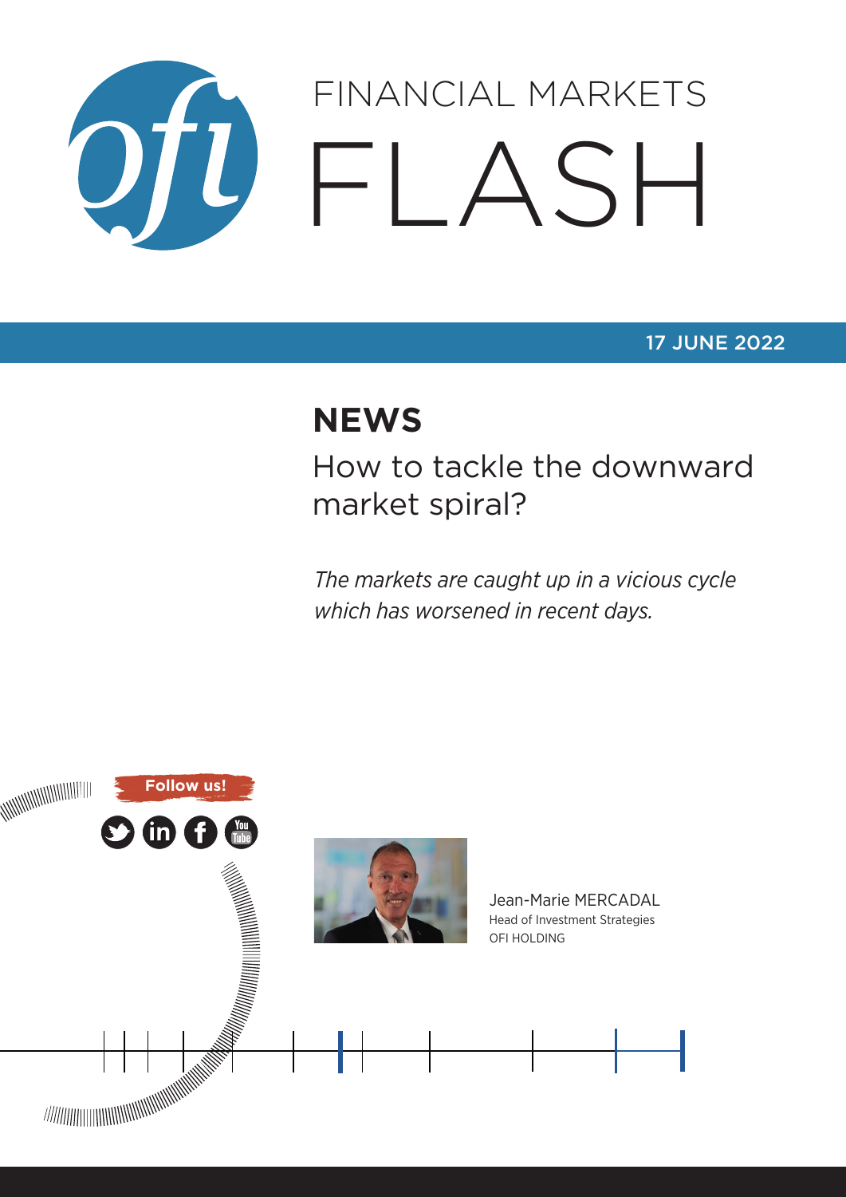# FINANCIAL MARKETS FLASH

17 JUNE 2022

## NEWS

### How to tackle the downward market spiral?

*The markets are caught up in a vicious cycle which has worsened in recent days.*

Follow us!

Jean-Marie MERCADAL
Head of Investment Strategies
OFI HOLDING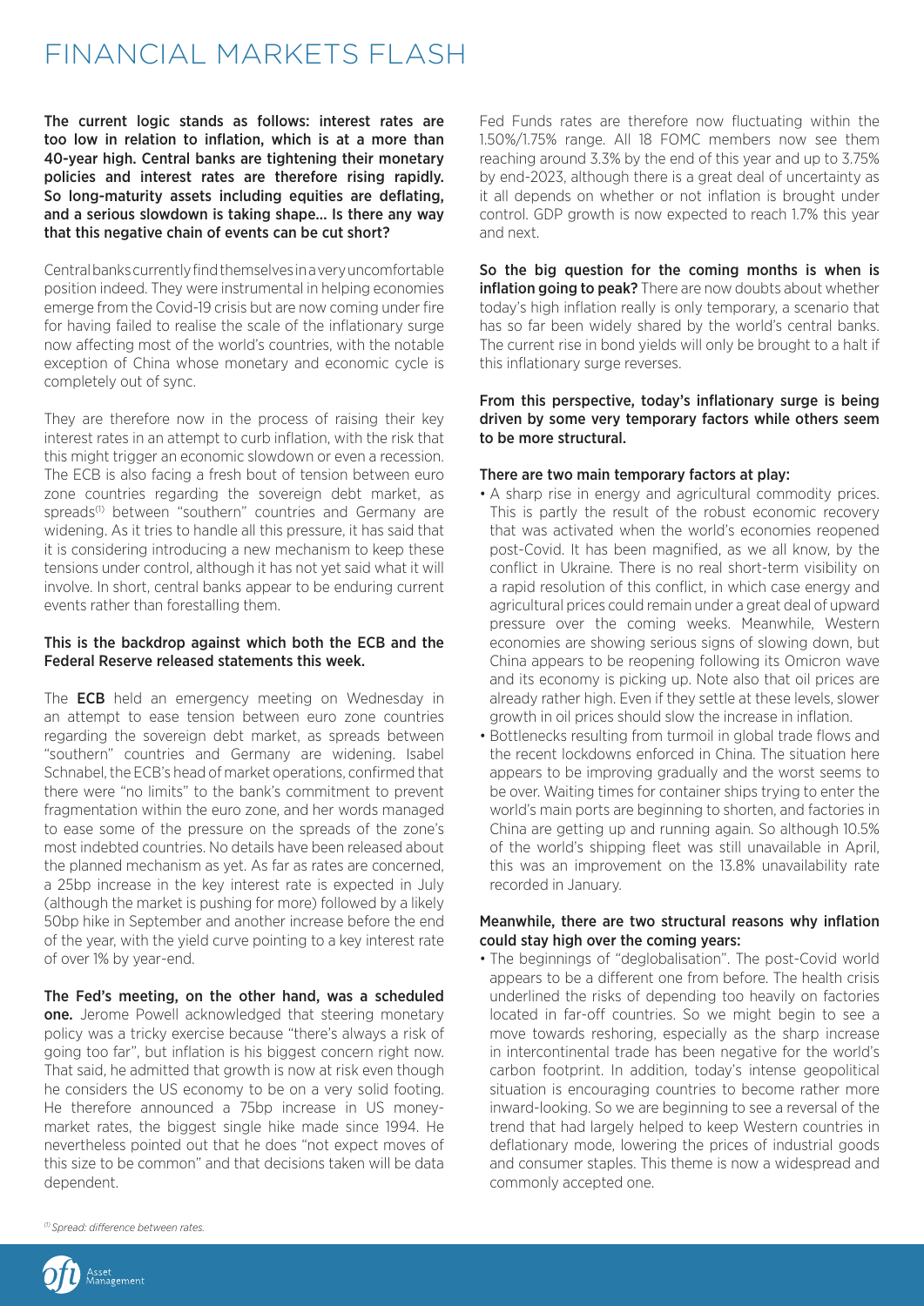# FINANCIAL MARKETS FLASH

**The current logic stands as follows: interest rates are too low in relation to inflation, which is at a more than 40-year high. Central banks are tightening their monetary policies and interest rates are therefore rising rapidly. So long-maturity assets including equities are deflating, and a serious slowdown is taking shape... Is there any way that this negative chain of events can be cut short?**

Central banks currently find themselves in a very uncomfortable position indeed. They were instrumental in helping economies emerge from the Covid-19 crisis but are now coming under fire for having failed to realise the scale of the inflationary surge now affecting most of the world's countries, with the notable exception of China whose monetary and economic cycle is completely out of sync.

They are therefore now in the process of raising their key interest rates in an attempt to curb inflation, with the risk that this might trigger an economic slowdown or even a recession. The ECB is also facing a fresh bout of tension between euro zone countries regarding the sovereign debt market, as spreads[1] between "southern" countries and Germany are widening. As it tries to handle all this pressure, it has said that it is considering introducing a new mechanism to keep these tensions under control, although it has not yet said what it will involve. In short, central banks appear to be enduring current events rather than forestalling them.

**This is the backdrop against which both the ECB and the Federal Reserve released statements this week.**

The **ECB** held an emergency meeting on Wednesday in an attempt to ease tension between euro zone countries regarding the sovereign debt market, as spreads between "southern" countries and Germany are widening. Isabel Schnabel, the ECB's head of market operations, confirmed that there were "no limits" to the bank's commitment to prevent fragmentation within the euro zone, and her words managed to ease some of the pressure on the spreads of the zone's most indebted countries. No details have been released about the planned mechanism as yet. As far as rates are concerned, a 25bp increase in the key interest rate is expected in July (although the market is pushing for more) followed by a likely 50bp hike in September and another increase before the end of the year, with the yield curve pointing to a key interest rate of over 1% by year-end.

**The Fed's meeting, on the other hand, was a scheduled one.** Jerome Powell acknowledged that steering monetary policy was a tricky exercise because "there's always a risk of going too far", but inflation is his biggest concern right now. That said, he admitted that growth is now at risk even though he considers the US economy to be on a very solid footing. He therefore announced a 75bp increase in US money-market rates, the biggest single hike made since 1994. He nevertheless pointed out that he does "not expect moves of this size to be common" and that decisions taken will be data dependent.

Fed Funds rates are therefore now fluctuating within the 1.50%/1.75% range. All 18 FOMC members now see them reaching around 3.3% by the end of this year and up to 3.75% by end-2023, although there is a great deal of uncertainty as it all depends on whether or not inflation is brought under control. GDP growth is now expected to reach 1.7% this year and next.

**So the big question for the coming months is when is inflation going to peak?** There are now doubts about whether today's high inflation really is only temporary, a scenario that has so far been widely shared by the world's central banks. The current rise in bond yields will only be brought to a halt if this inflationary surge reverses.

**From this perspective, today's inflationary surge is being driven by some very temporary factors while others seem to be more structural.**

**There are two main temporary factors at play:**

- A sharp rise in energy and agricultural commodity prices. This is partly the result of the robust economic recovery that was activated when the world's economies reopened post-Covid. It has been magnified, as we all know, by the conflict in Ukraine. There is no real short-term visibility on a rapid resolution of this conflict, in which case energy and agricultural prices could remain under a great deal of upward pressure over the coming weeks. Meanwhile, Western economies are showing serious signs of slowing down, but China appears to be reopening following its Omicron wave and its economy is picking up. Note also that oil prices are already rather high. Even if they settle at these levels, slower growth in oil prices should slow the increase in inflation.
- Bottlenecks resulting from turmoil in global trade flows and the recent lockdowns enforced in China. The situation here appears to be improving gradually and the worst seems to be over. Waiting times for container ships trying to enter the world's main ports are beginning to shorten, and factories in China are getting up and running again. So although 10.5% of the world's shipping fleet was still unavailable in April, this was an improvement on the 13.8% unavailability rate recorded in January.

**Meanwhile, there are two structural reasons why inflation could stay high over the coming years:**

- The beginnings of "deglobalisation". The post-Covid world appears to be a different one from before. The health crisis underlined the risks of depending too heavily on factories located in far-off countries. So we might begin to see a move towards reshoring, especially as the sharp increase in intercontinental trade has been negative for the world's carbon footprint. In addition, today's intense geopolitical situation is encouraging countries to become rather more inward-looking. So we are beginning to see a reversal of the trend that had largely helped to keep Western countries in deflationary mode, lowering the prices of industrial goods and consumer staples. This theme is now a widespread and commonly accepted one.

*[1] Spread: difference between rates.*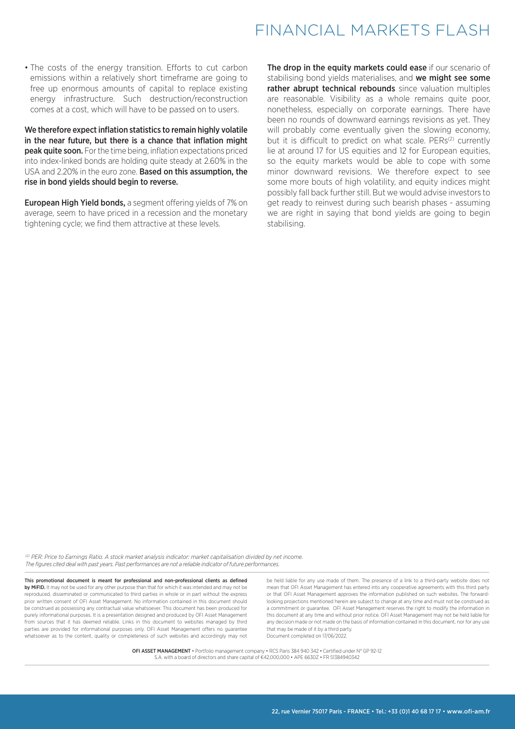- The costs of the energy transition. Efforts to cut carbon emissions within a relatively short timeframe are going to free up enormous amounts of capital to replace existing energy infrastructure. Such destruction/reconstruction comes at a cost, which will have to be passed on to users.

**We therefore expect inflation statistics to remain highly volatile in the near future, but there is a chance that inflation might peak quite soon.** For the time being, inflation expectations priced into index-linked bonds are holding quite steady at 2.60% in the USA and 2.20% in the euro zone. **Based on this assumption, the rise in bond yields should begin to reverse.**

**European High Yield bonds,** a segment offering yields of 7% on average, seem to have priced in a recession and the monetary tightening cycle; we find them attractive at these levels.

**The drop in the equity markets could ease** if our scenario of stabilising bond yields materialises, and **we might see some rather abrupt technical rebounds** since valuation multiples are reasonable. Visibility as a whole remains quite poor, nonetheless, especially on corporate earnings. There have been no rounds of downward earnings revisions as yet. They will probably come eventually given the slowing economy, but it is difficult to predict on what scale. PERs[2] currently lie at around 17 for US equities and 12 for European equities, so the equity markets would be able to cope with some minor downward revisions. We therefore expect to see some more bouts of high volatility, and equity indices might possibly fall back further still. But we would advise investors to get ready to reinvest during such bearish phases - assuming we are right in saying that bond yields are going to begin stabilising.

*[2] PER: Price to Earnings Ratio. A stock market analysis indicator: market capitalisation divided by net income.*
*The figures cited deal with past years. Past performances are not a reliable indicator of future performances.*

**This promotional document is meant for professional and non-professional clients as defined by MiFID.** It may not be used for any other purpose than that for which it was intended and may not be reproduced, disseminated or communicated to third parties in whole or in part without the express prior written consent of OFI Asset Management. No information contained in this document should be construed as possessing any contractual value whatsoever. This document has been produced for purely informational purposes. It is a presentation designed and produced by OFI Asset Management from sources that it has deemed reliable. Links in this document to websites managed by third parties are provided for informational purposes only. OFI Asset Management offers no guarantee whatsoever as to the content, quality or completeness of such websites and accordingly may not be held liable for any use made of them. The presence of a link to a third-party website does not mean that OFI Asset Management has entered into any cooperative agreements with this third party or that OFI Asset Management approves the information published on such websites. The forward-looking projections mentioned herein are subject to change at any time and must not be construed as a commitment or guarantee. OFI Asset Management reserves the right to modify the information in this document at any time and without prior notice. OFI Asset Management may not be held liable for any decision made or not made on the basis of information contained in this document, nor for any use that may be made of it by a third party.
Document completed on 17/06/2022.

**OFI ASSET MANAGEMENT** • Portfolio management company • RCS Paris 384 940 342 • Certified under N° GP 92-12
S.A. with a board of directors and share capital of €42,000,000 • APE 6630Z • FR 51384940342

22, rue Vernier 75017 Paris - FRANCE • Tel.: +33 (0)1 40 68 17 17 • www.ofi-am.fr